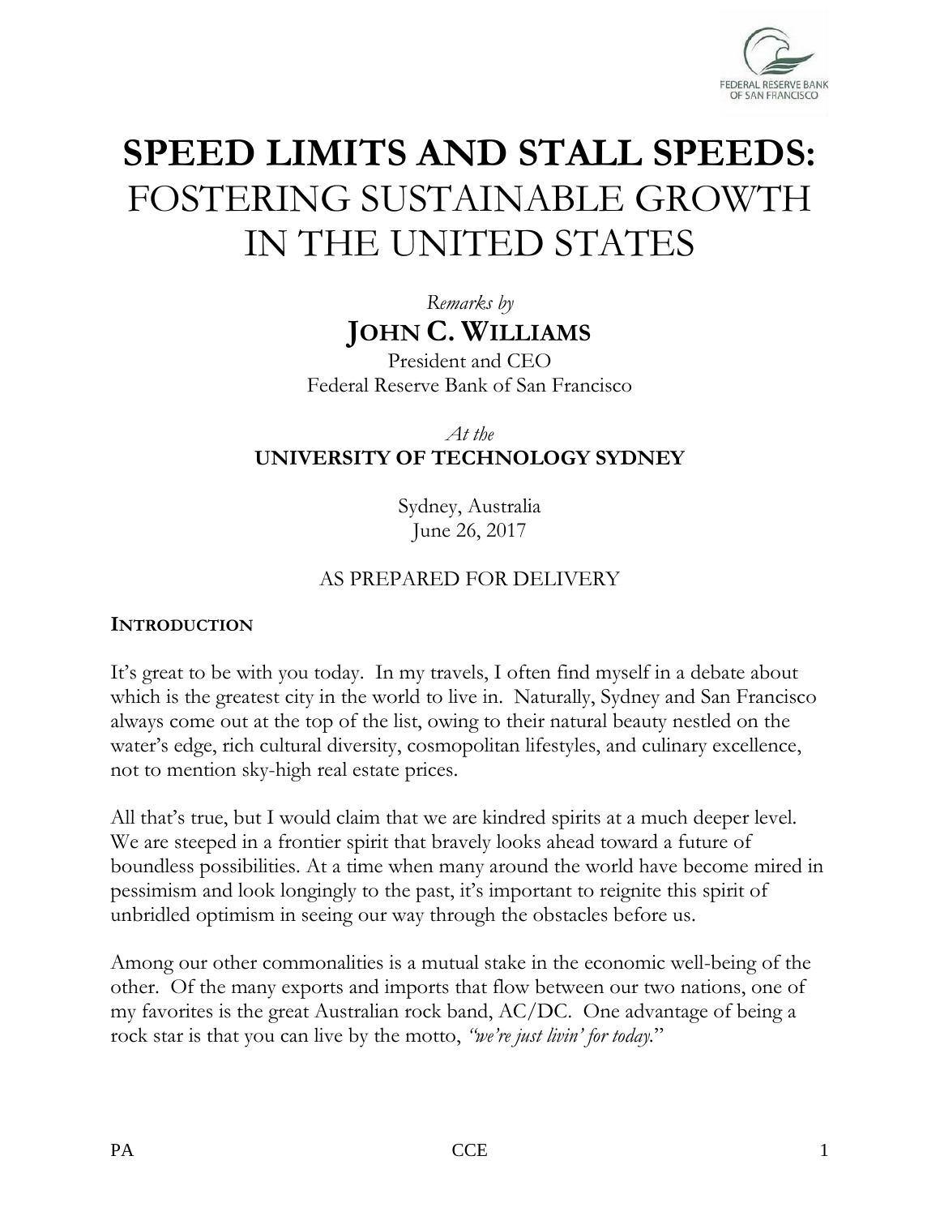# SPEED LIMITS AND STALL SPEEDS: FOSTERING SUSTAINABLE GROWTH IN THE UNITED STATES

*Remarks by*

**JOHN C. WILLIAMS**

President and CEO
Federal Reserve Bank of San Francisco

*At the*

**UNIVERSITY OF TECHNOLOGY SYDNEY**

Sydney, Australia
June 26, 2017

AS PREPARED FOR DELIVERY

## INTRODUCTION

It's great to be with you today. In my travels, I often find myself in a debate about which is the greatest city in the world to live in. Naturally, Sydney and San Francisco always come out at the top of the list, owing to their natural beauty nestled on the water's edge, rich cultural diversity, cosmopolitan lifestyles, and culinary excellence, not to mention sky-high real estate prices.

All that's true, but I would claim that we are kindred spirits at a much deeper level. We are steeped in a frontier spirit that bravely looks ahead toward a future of boundless possibilities. At a time when many around the world have become mired in pessimism and look longingly to the past, it's important to reignite this spirit of unbridled optimism in seeing our way through the obstacles before us.

Among our other commonalities is a mutual stake in the economic well-being of the other. Of the many exports and imports that flow between our two nations, one of my favorites is the great Australian rock band, AC/DC. One advantage of being a rock star is that you can live by the motto, *"we're just livin' for today.*"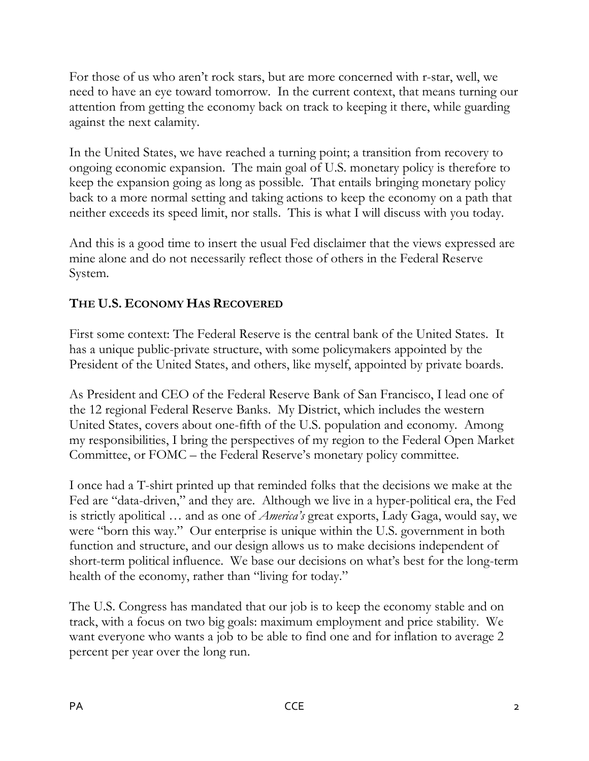For those of us who aren't rock stars, but are more concerned with r-star, well, we need to have an eye toward tomorrow. In the current context, that means turning our attention from getting the economy back on track to keeping it there, while guarding against the next calamity.

In the United States, we have reached a turning point; a transition from recovery to ongoing economic expansion. The main goal of U.S. monetary policy is therefore to keep the expansion going as long as possible. That entails bringing monetary policy back to a more normal setting and taking actions to keep the economy on a path that neither exceeds its speed limit, nor stalls. This is what I will discuss with you today.

And this is a good time to insert the usual Fed disclaimer that the views expressed are mine alone and do not necessarily reflect those of others in the Federal Reserve System.

## THE U.S. ECONOMY HAS RECOVERED

First some context: The Federal Reserve is the central bank of the United States. It has a unique public-private structure, with some policymakers appointed by the President of the United States, and others, like myself, appointed by private boards.

As President and CEO of the Federal Reserve Bank of San Francisco, I lead one of the 12 regional Federal Reserve Banks. My District, which includes the western United States, covers about one-fifth of the U.S. population and economy. Among my responsibilities, I bring the perspectives of my region to the Federal Open Market Committee, or FOMC – the Federal Reserve's monetary policy committee.

I once had a T-shirt printed up that reminded folks that the decisions we make at the Fed are "data-driven," and they are. Although we live in a hyper-political era, the Fed is strictly apolitical … and as one of *America's* great exports, Lady Gaga, would say, we were "born this way." Our enterprise is unique within the U.S. government in both function and structure, and our design allows us to make decisions independent of short-term political influence. We base our decisions on what's best for the long-term health of the economy, rather than "living for today."

The U.S. Congress has mandated that our job is to keep the economy stable and on track, with a focus on two big goals: maximum employment and price stability. We want everyone who wants a job to be able to find one and for inflation to average 2 percent per year over the long run.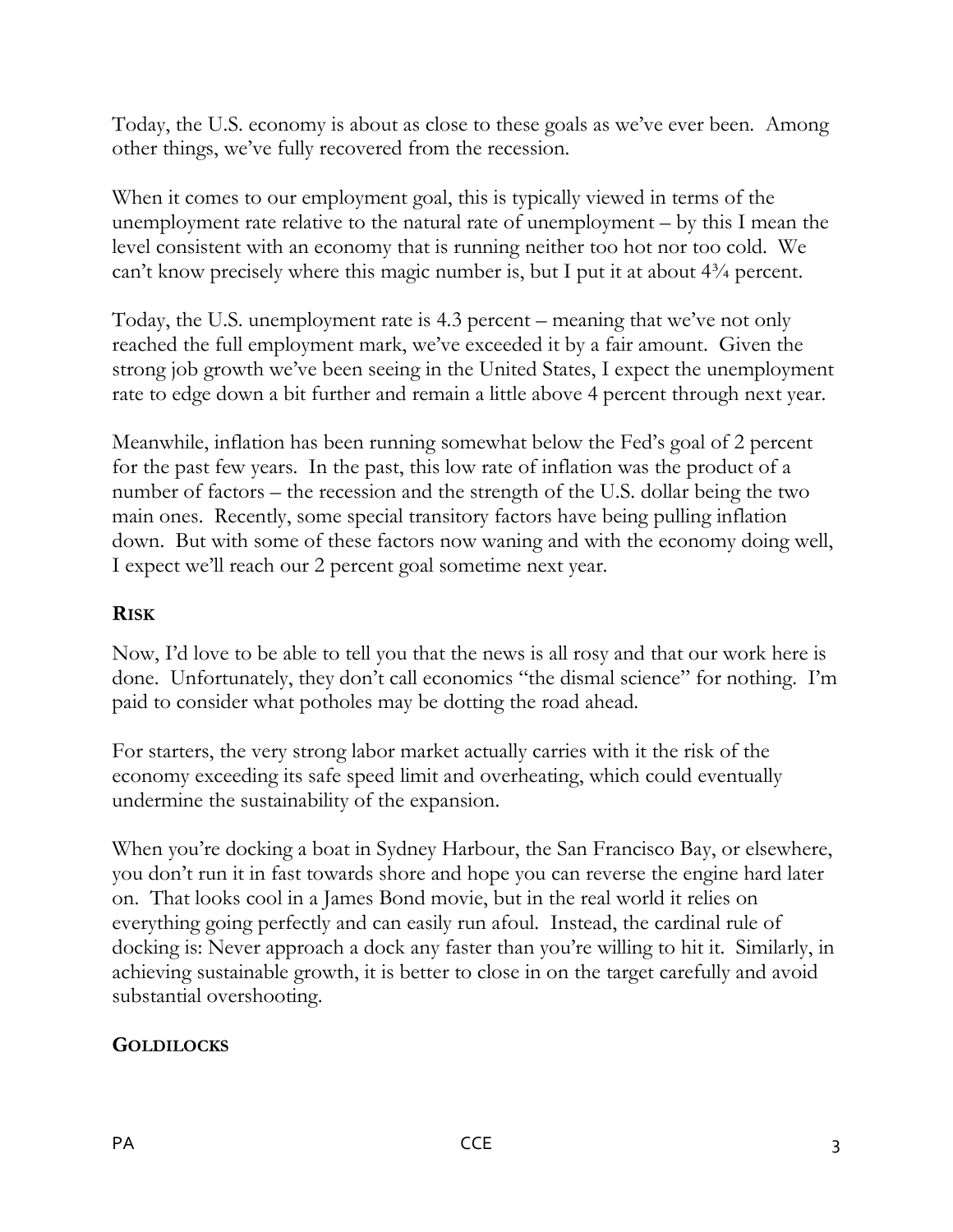Today, the U.S. economy is about as close to these goals as we've ever been. Among other things, we've fully recovered from the recession.

When it comes to our employment goal, this is typically viewed in terms of the unemployment rate relative to the natural rate of unemployment – by this I mean the level consistent with an economy that is running neither too hot nor too cold. We can't know precisely where this magic number is, but I put it at about 4¾ percent.

Today, the U.S. unemployment rate is 4.3 percent – meaning that we've not only reached the full employment mark, we've exceeded it by a fair amount. Given the strong job growth we've been seeing in the United States, I expect the unemployment rate to edge down a bit further and remain a little above 4 percent through next year.

Meanwhile, inflation has been running somewhat below the Fed's goal of 2 percent for the past few years. In the past, this low rate of inflation was the product of a number of factors – the recession and the strength of the U.S. dollar being the two main ones. Recently, some special transitory factors have being pulling inflation down. But with some of these factors now waning and with the economy doing well, I expect we'll reach our 2 percent goal sometime next year.

## RISK

Now, I'd love to be able to tell you that the news is all rosy and that our work here is done. Unfortunately, they don't call economics "the dismal science" for nothing. I'm paid to consider what potholes may be dotting the road ahead.

For starters, the very strong labor market actually carries with it the risk of the economy exceeding its safe speed limit and overheating, which could eventually undermine the sustainability of the expansion.

When you're docking a boat in Sydney Harbour, the San Francisco Bay, or elsewhere, you don't run it in fast towards shore and hope you can reverse the engine hard later on. That looks cool in a James Bond movie, but in the real world it relies on everything going perfectly and can easily run afoul. Instead, the cardinal rule of docking is: Never approach a dock any faster than you're willing to hit it. Similarly, in achieving sustainable growth, it is better to close in on the target carefully and avoid substantial overshooting.

## GOLDILOCKS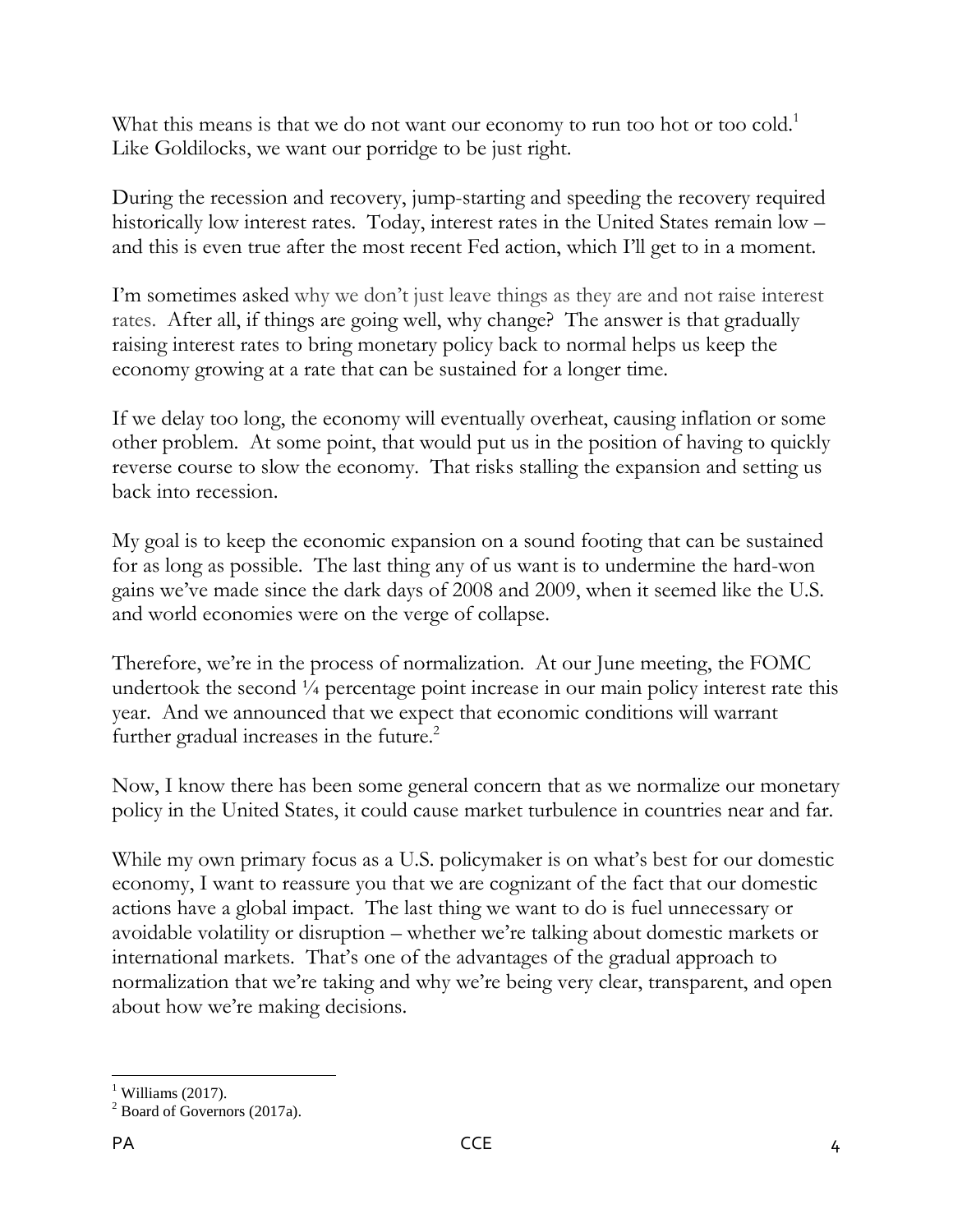What this means is that we do not want our economy to run too hot or too cold.[1] Like Goldilocks, we want our porridge to be just right.

During the recession and recovery, jump-starting and speeding the recovery required historically low interest rates. Today, interest rates in the United States remain low – and this is even true after the most recent Fed action, which I'll get to in a moment.

I'm sometimes asked why we don't just leave things as they are and not raise interest rates. After all, if things are going well, why change? The answer is that gradually raising interest rates to bring monetary policy back to normal helps us keep the economy growing at a rate that can be sustained for a longer time.

If we delay too long, the economy will eventually overheat, causing inflation or some other problem. At some point, that would put us in the position of having to quickly reverse course to slow the economy. That risks stalling the expansion and setting us back into recession.

My goal is to keep the economic expansion on a sound footing that can be sustained for as long as possible. The last thing any of us want is to undermine the hard-won gains we've made since the dark days of 2008 and 2009, when it seemed like the U.S. and world economies were on the verge of collapse.

Therefore, we're in the process of normalization. At our June meeting, the FOMC undertook the second ¼ percentage point increase in our main policy interest rate this year. And we announced that we expect that economic conditions will warrant further gradual increases in the future.[2]

Now, I know there has been some general concern that as we normalize our monetary policy in the United States, it could cause market turbulence in countries near and far.

While my own primary focus as a U.S. policymaker is on what's best for our domestic economy, I want to reassure you that we are cognizant of the fact that our domestic actions have a global impact. The last thing we want to do is fuel unnecessary or avoidable volatility or disruption – whether we're talking about domestic markets or international markets. That's one of the advantages of the gradual approach to normalization that we're taking and why we're being very clear, transparent, and open about how we're making decisions.

---

[1] Williams (2017).

[2] Board of Governors (2017a).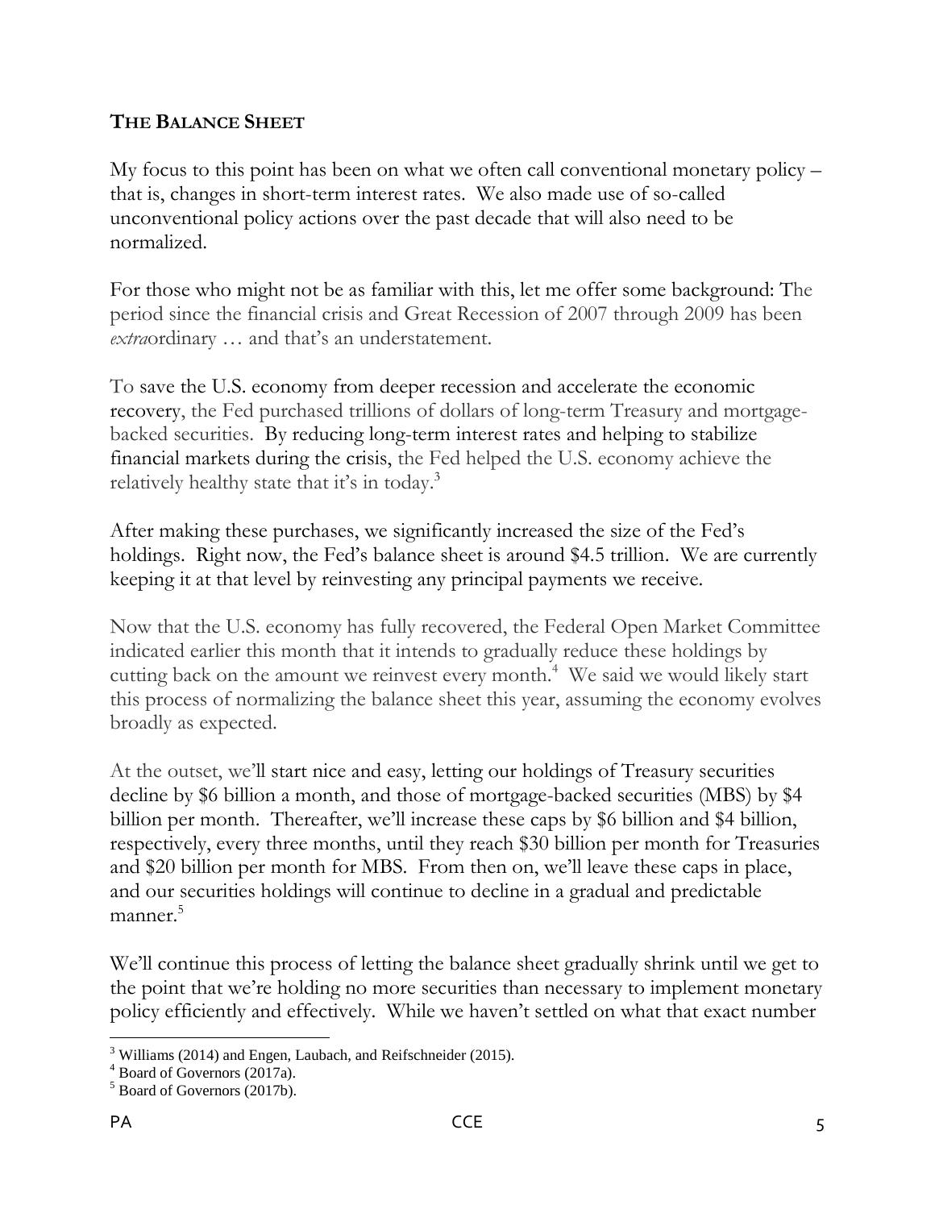## THE BALANCE SHEET

My focus to this point has been on what we often call conventional monetary policy – that is, changes in short-term interest rates. We also made use of so-called unconventional policy actions over the past decade that will also need to be normalized.

For those who might not be as familiar with this, let me offer some background: The period since the financial crisis and Great Recession of 2007 through 2009 has been *extra*ordinary … and that's an understatement.

To save the U.S. economy from deeper recession and accelerate the economic recovery, the Fed purchased trillions of dollars of long-term Treasury and mortgage-backed securities. By reducing long-term interest rates and helping to stabilize financial markets during the crisis, the Fed helped the U.S. economy achieve the relatively healthy state that it's in today.[3]

After making these purchases, we significantly increased the size of the Fed's holdings. Right now, the Fed's balance sheet is around \$4.5 trillion. We are currently keeping it at that level by reinvesting any principal payments we receive.

Now that the U.S. economy has fully recovered, the Federal Open Market Committee indicated earlier this month that it intends to gradually reduce these holdings by cutting back on the amount we reinvest every month.[4] We said we would likely start this process of normalizing the balance sheet this year, assuming the economy evolves broadly as expected.

At the outset, we'll start nice and easy, letting our holdings of Treasury securities decline by \$6 billion a month, and those of mortgage-backed securities (MBS) by \$4 billion per month. Thereafter, we'll increase these caps by \$6 billion and \$4 billion, respectively, every three months, until they reach \$30 billion per month for Treasuries and \$20 billion per month for MBS. From then on, we'll leave these caps in place, and our securities holdings will continue to decline in a gradual and predictable manner.[5]

We'll continue this process of letting the balance sheet gradually shrink until we get to the point that we're holding no more securities than necessary to implement monetary policy efficiently and effectively. While we haven't settled on what that exact number

[3] Williams (2014) and Engen, Laubach, and Reifschneider (2015).
[4] Board of Governors (2017a).
[5] Board of Governors (2017b).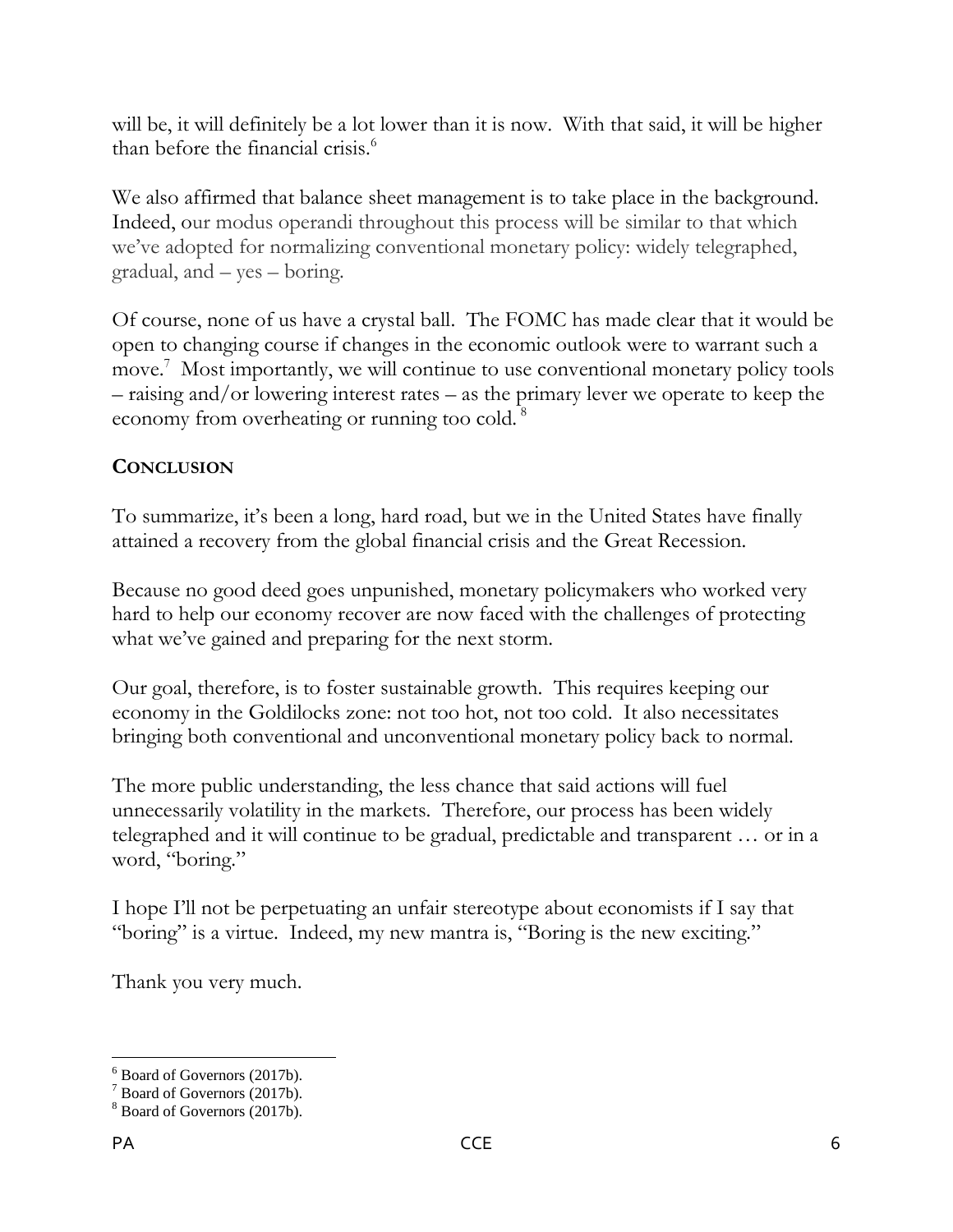will be, it will definitely be a lot lower than it is now. With that said, it will be higher than before the financial crisis.[6]

We also affirmed that balance sheet management is to take place in the background. Indeed, our modus operandi throughout this process will be similar to that which we've adopted for normalizing conventional monetary policy: widely telegraphed, gradual, and – yes – boring.

Of course, none of us have a crystal ball. The FOMC has made clear that it would be open to changing course if changes in the economic outlook were to warrant such a move.[7] Most importantly, we will continue to use conventional monetary policy tools – raising and/or lowering interest rates – as the primary lever we operate to keep the economy from overheating or running too cold.[8]

## CONCLUSION

To summarize, it's been a long, hard road, but we in the United States have finally attained a recovery from the global financial crisis and the Great Recession.

Because no good deed goes unpunished, monetary policymakers who worked very hard to help our economy recover are now faced with the challenges of protecting what we've gained and preparing for the next storm.

Our goal, therefore, is to foster sustainable growth. This requires keeping our economy in the Goldilocks zone: not too hot, not too cold. It also necessitates bringing both conventional and unconventional monetary policy back to normal.

The more public understanding, the less chance that said actions will fuel unnecessarily volatility in the markets. Therefore, our process has been widely telegraphed and it will continue to be gradual, predictable and transparent … or in a word, "boring."

I hope I'll not be perpetuating an unfair stereotype about economists if I say that "boring" is a virtue. Indeed, my new mantra is, "Boring is the new exciting."

Thank you very much.

---

[6] Board of Governors (2017b).
[7] Board of Governors (2017b).
[8] Board of Governors (2017b).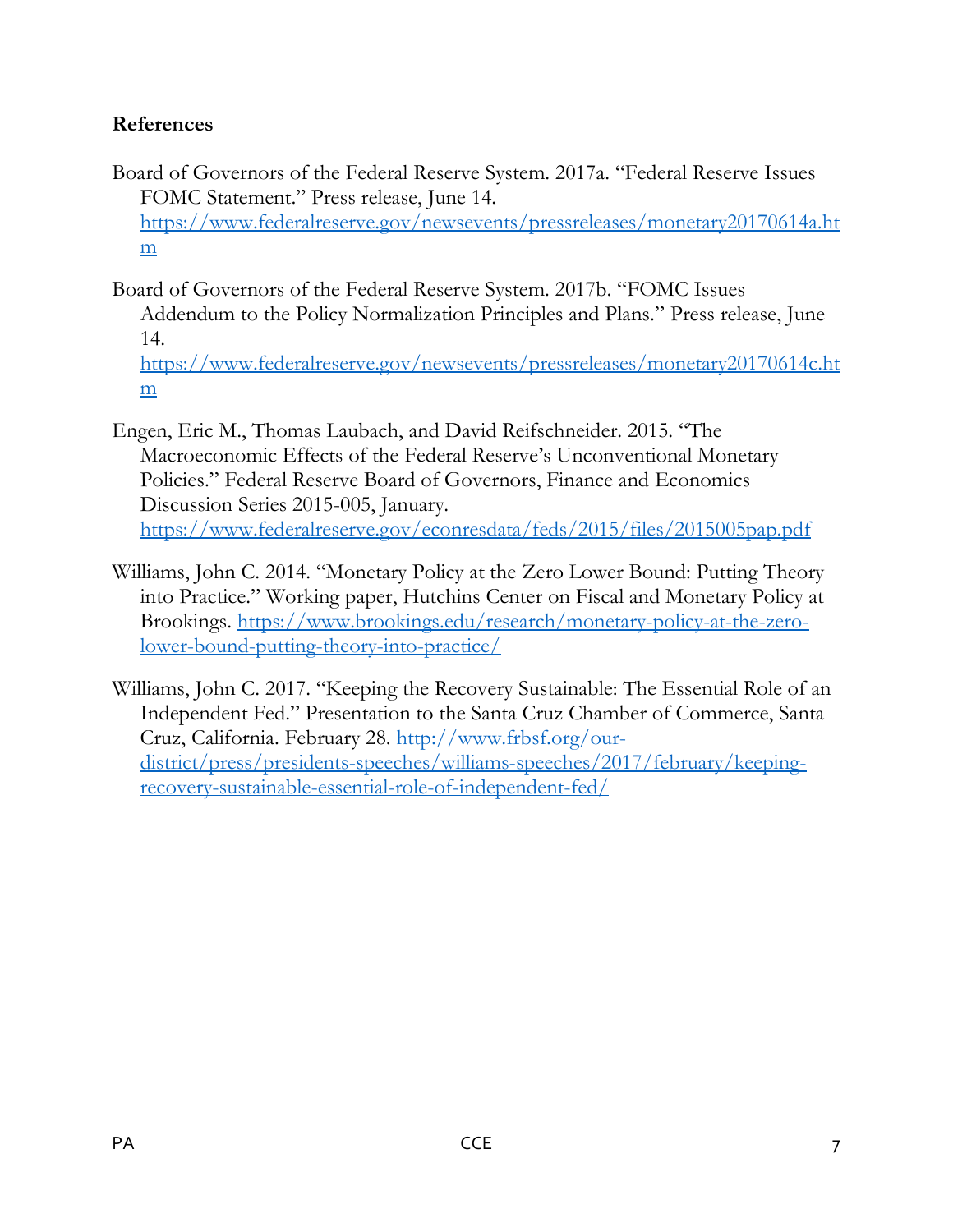**References**

Board of Governors of the Federal Reserve System. 2017a. "Federal Reserve Issues FOMC Statement." Press release, June 14. https://www.federalreserve.gov/newsevents/pressreleases/monetary20170614a.htm

Board of Governors of the Federal Reserve System. 2017b. "FOMC Issues Addendum to the Policy Normalization Principles and Plans." Press release, June 14. https://www.federalreserve.gov/newsevents/pressreleases/monetary20170614c.htm

Engen, Eric M., Thomas Laubach, and David Reifschneider. 2015. "The Macroeconomic Effects of the Federal Reserve's Unconventional Monetary Policies." Federal Reserve Board of Governors, Finance and Economics Discussion Series 2015-005, January. https://www.federalreserve.gov/econresdata/feds/2015/files/2015005pap.pdf

Williams, John C. 2014. "Monetary Policy at the Zero Lower Bound: Putting Theory into Practice." Working paper, Hutchins Center on Fiscal and Monetary Policy at Brookings. https://www.brookings.edu/research/monetary-policy-at-the-zero-lower-bound-putting-theory-into-practice/

Williams, John C. 2017. "Keeping the Recovery Sustainable: The Essential Role of an Independent Fed." Presentation to the Santa Cruz Chamber of Commerce, Santa Cruz, California. February 28. http://www.frbsf.org/our-district/press/presidents-speeches/williams-speeches/2017/february/keeping-recovery-sustainable-essential-role-of-independent-fed/